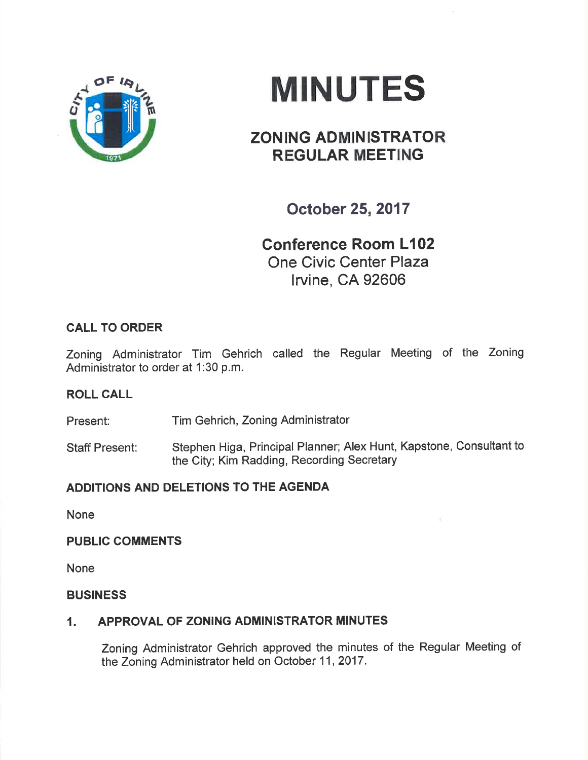# MINUTES

## ZONING ADMINISTRATOR REGULAR MEETING

### October 25, 2017

### Conference Room L102
One Civic Center Plaza
Irvine, CA 92606

## CALL TO ORDER

Zoning Administrator Tim Gehrich called the Regular Meeting of the Zoning Administrator to order at 1:30 p.m.

## ROLL CALL

Present: Tim Gehrich, Zoning Administrator

Staff Present: Stephen Higa, Principal Planner; Alex Hunt, Kapstone, Consultant to the City; Kim Radding, Recording Secretary

## ADDITIONS AND DELETIONS TO THE AGENDA

None

## PUBLIC COMMENTS

None

## BUSINESS

### 1. APPROVAL OF ZONING ADMINISTRATOR MINUTES

Zoning Administrator Gehrich approved the minutes of the Regular Meeting of the Zoning Administrator held on October 11, 2017.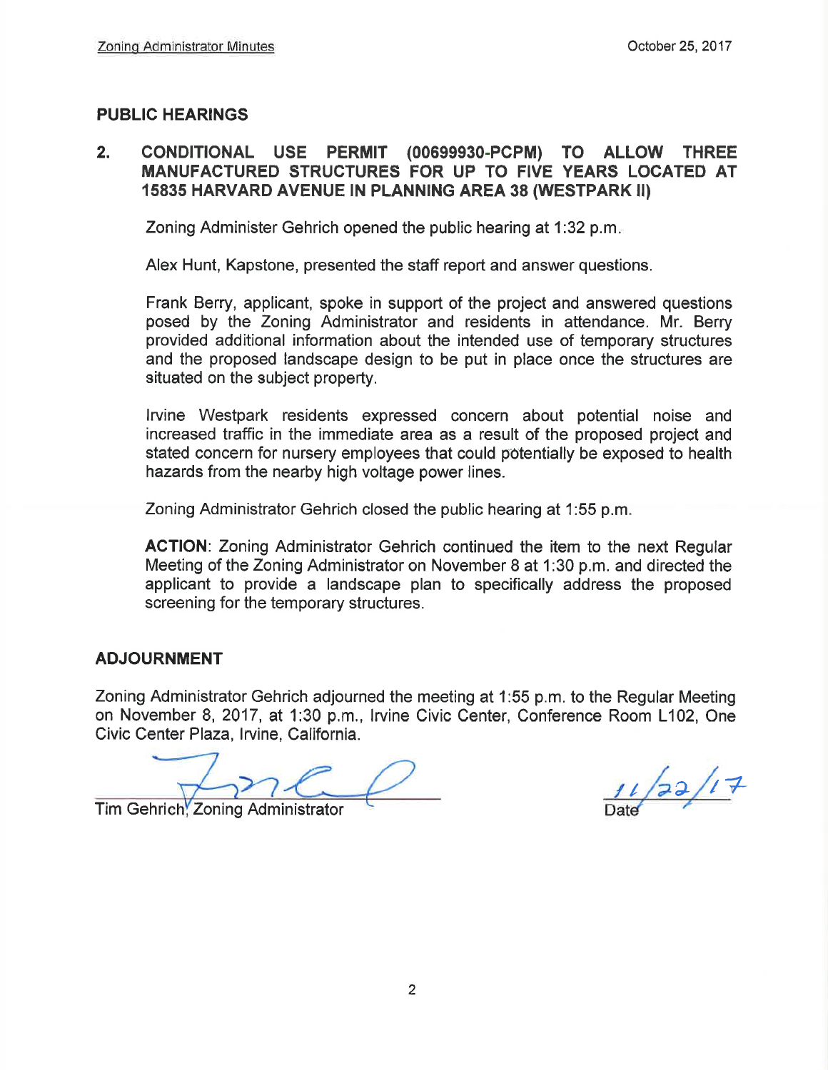## PUBLIC HEARINGS

### 2. CONDITIONAL USE PERMIT (00699930-PCPM) TO ALLOW THREE MANUFACTURED STRUCTURES FOR UP TO FIVE YEARS LOCATED AT 15835 HARVARD AVENUE IN PLANNING AREA 38 (WESTPARK II)

Zoning Administer Gehrich opened the public hearing at 1:32 p.m.

Alex Hunt, Kapstone, presented the staff report and answer questions.

Frank Berry, applicant, spoke in support of the project and answered questions posed by the Zoning Administrator and residents in attendance. Mr. Berry provided additional information about the intended use of temporary structures and the proposed landscape design to be put in place once the structures are situated on the subject property.

Irvine Westpark residents expressed concern about potential noise and increased traffic in the immediate area as a result of the proposed project and stated concern for nursery employees that could potentially be exposed to health hazards from the nearby high voltage power lines.

Zoning Administrator Gehrich closed the public hearing at 1:55 p.m.

**ACTION**: Zoning Administrator Gehrich continued the item to the next Regular Meeting of the Zoning Administrator on November 8 at 1:30 p.m. and directed the applicant to provide a landscape plan to specifically address the proposed screening for the temporary structures.

## ADJOURNMENT

Zoning Administrator Gehrich adjourned the meeting at 1:55 p.m. to the Regular Meeting on November 8, 2017, at 1:30 p.m., Irvine Civic Center, Conference Room L102, One Civic Center Plaza, Irvine, California.

Tim Gehrich, Zoning Administrator

11/22/17
Date